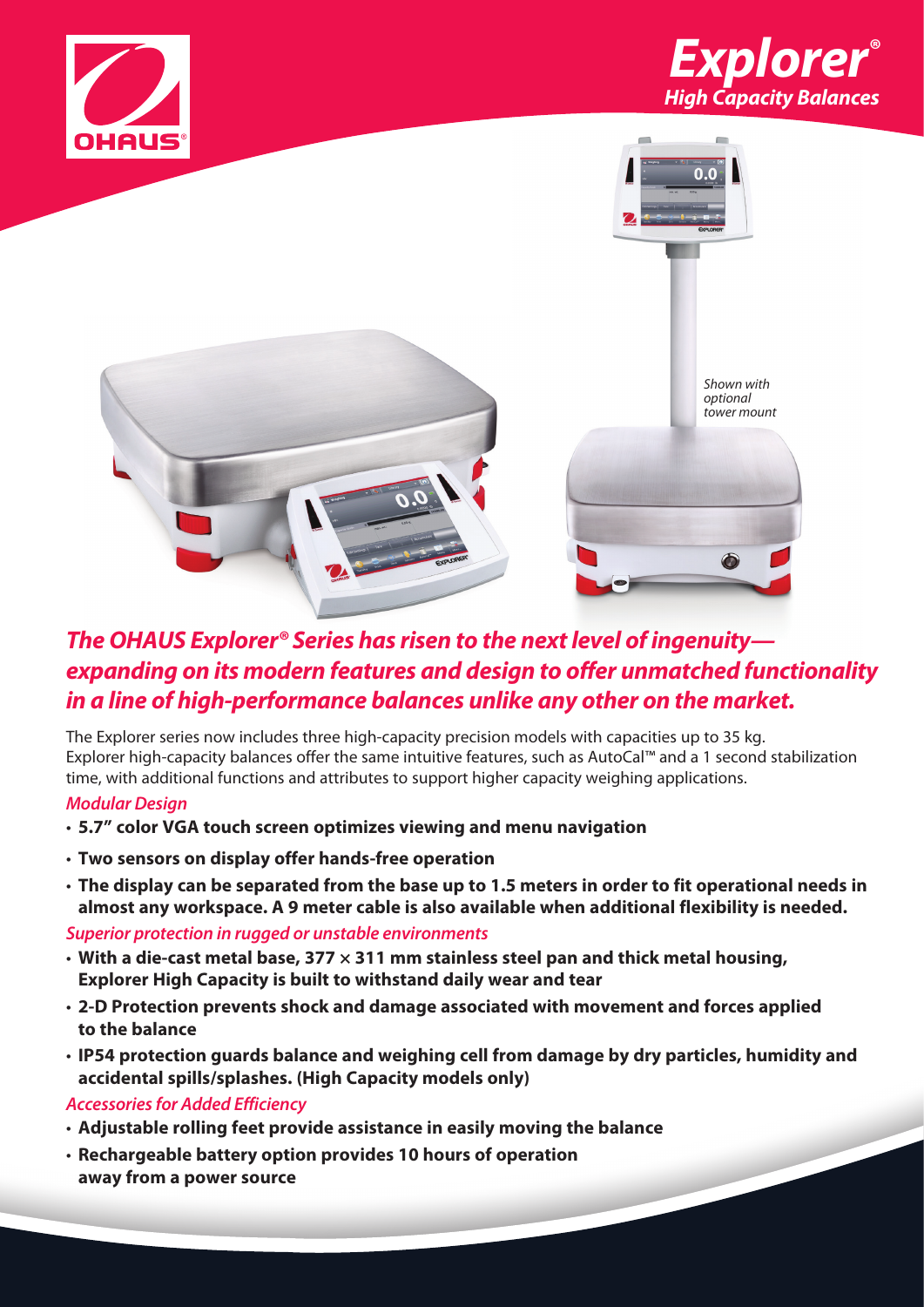# Explorer®

## High Capacity Balances

*Shown with optional tower mount*

## *The OHAUS Explorer® Series has risen to the next level of ingenuity—expanding on its modern features and design to offer unmatched functionality in a line of high-performance balances unlike any other on the market.*

The Explorer series now includes three high-capacity precision models with capacities up to 35 kg. Explorer high-capacity balances offer the same intuitive features, such as AutoCal™ and a 1 second stabilization time, with additional functions and attributes to support higher capacity weighing applications.

### *Modular Design*

- **5.7" color VGA touch screen optimizes viewing and menu navigation**
- **Two sensors on display offer hands-free operation**
- **The display can be separated from the base up to 1.5 meters in order to fit operational needs in almost any workspace. A 9 meter cable is also available when additional flexibility is needed.**

### *Superior protection in rugged or unstable environments*

- **With a die-cast metal base, 377 × 311 mm stainless steel pan and thick metal housing, Explorer High Capacity is built to withstand daily wear and tear**
- **2-D Protection prevents shock and damage associated with movement and forces applied to the balance**
- **IP54 protection guards balance and weighing cell from damage by dry particles, humidity and accidental spills/splashes. (High Capacity models only)**

### *Accessories for Added Efficiency*

- **Adjustable rolling feet provide assistance in easily moving the balance**
- **Rechargeable battery option provides 10 hours of operation away from a power source**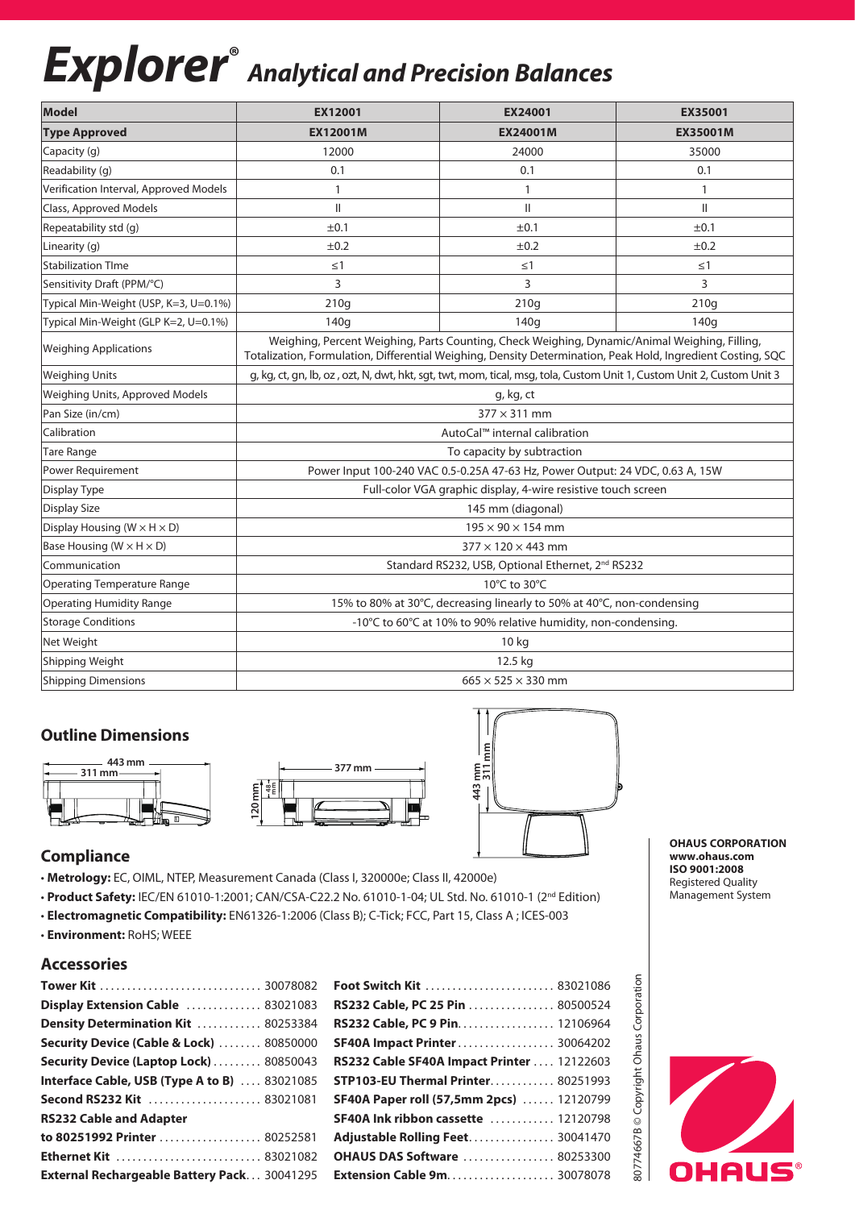# Explorer® *Analytical and Precision Balances*

| Model | EX12001 | EX24001 | EX35001 |
|---|---|---|---|
| **Type Approved** | **EX12001M** | **EX24001M** | **EX35001M** |
| Capacity (g) | 12000 | 24000 | 35000 |
| Readability (g) | 0.1 | 0.1 | 0.1 |
| Verification Interval, Approved Models | 1 | 1 | 1 |
| Class, Approved Models | II | II | II |
| Repeatability std (g) | ±0.1 | ±0.1 | ±0.1 |
| Linearity (g) | ±0.2 | ±0.2 | ±0.2 |
| Stabilization TIme | ≤1 | ≤1 | ≤1 |
| Sensitivity Draft (PPM/°C) | 3 | 3 | 3 |
| Typical Min-Weight (USP, K=3, U=0.1%) | 210g | 210g | 210g |
| Typical Min-Weight (GLP K=2, U=0.1%) | 140g | 140g | 140g |
| Weighing Applications | Weighing, Percent Weighing, Parts Counting, Check Weighing, Dynamic/Animal Weighing, Filling, Totalization, Formulation, Differential Weighing, Density Determination, Peak Hold, Ingredient Costing, SQC | | |
| Weighing Units | g, kg, ct, gn, lb, oz , ozt, N, dwt, hkt, sgt, twt, mom, tical, msg, tola, Custom Unit 1, Custom Unit 2, Custom Unit 3 | | |
| Weighing Units, Approved Models | g, kg, ct | | |
| Pan Size (in/cm) | 377 × 311 mm | | |
| Calibration | AutoCal™ internal calibration | | |
| Tare Range | To capacity by subtraction | | |
| Power Requirement | Power Input 100-240 VAC 0.5-0.25A 47-63 Hz, Power Output: 24 VDC, 0.63 A, 15W | | |
| Display Type | Full-color VGA graphic display, 4-wire resistive touch screen | | |
| Display Size | 145 mm (diagonal) | | |
| Display Housing (W × H × D) | 195 × 90 × 154 mm | | |
| Base Housing (W × H × D) | 377 × 120 × 443 mm | | |
| Communication | Standard RS232, USB, Optional Ethernet, 2nd RS232 | | |
| Operating Temperature Range | 10°C to 30°C | | |
| Operating Humidity Range | 15% to 80% at 30°C, decreasing linearly to 50% at 40°C, non-condensing | | |
| Storage Conditions | -10°C to 60°C at 10% to 90% relative humidity, non-condensing. | | |
| Net Weight | 10 kg | | |
| Shipping Weight | 12.5 kg | | |
| Shipping Dimensions | 665 × 525 × 330 mm | | |

## Outline Dimensions

443 mm
311 mm
377 mm
120 mm
48 mm
443 mm
311 mm

## Compliance

- **Metrology:** EC, OIML, NTEP, Measurement Canada (Class I, 320000e; Class II, 42000e)
- **Product Safety:** IEC/EN 61010-1:2001; CAN/CSA-C22.2 No. 61010-1-04; UL Std. No. 61010-1 (2nd Edition)
- **Electromagnetic Compatibility:** EN61326-1:2006 (Class B); C-Tick; FCC, Part 15, Class A ; ICES-003
- **Environment:** RoHS; WEEE

## Accessories

**Tower Kit** ............................. 30078082
**Display Extension Cable** .............. 83021083
**Density Determination Kit** ............ 80253384
**Security Device (Cable & Lock)** ........ 80850000
**Security Device (Laptop Lock)** ......... 80850043
**Interface Cable, USB (Type A to B)** .... 83021085
**Second RS232 Kit** ..................... 83021081
**RS232 Cable and Adapter to 80251992 Printer** ................... 80252581
**Ethernet Kit** ........................... 83021082
**External Rechargeable Battery Pack**... 30041295
**Foot Switch Kit** ........................ 83021086
**RS232 Cable, PC 25 Pin** ................ 80500524
**RS232 Cable, PC 9 Pin**.................. 12106964
**SF40A Impact Printer**................... 30064202
**RS232 Cable SF40A Impact Printer** .... 12122603
**STP103-EU Thermal Printer**............ 80251993
**SF40A Paper roll (57,5mm 2pcs)** ...... 12120799
**SF40A Ink ribbon cassette** ............ 12120798
**Adjustable Rolling Feet**................ 30041470
**OHAUS DAS Software** ................. 80253300
**Extension Cable 9m**.................... 30078078

80774667B © Copyright Ohaus Corporation

**OHAUS CORPORATION**
**www.ohaus.com**
**ISO 9001:2008**
Registered Quality
Management System

OHAUS®